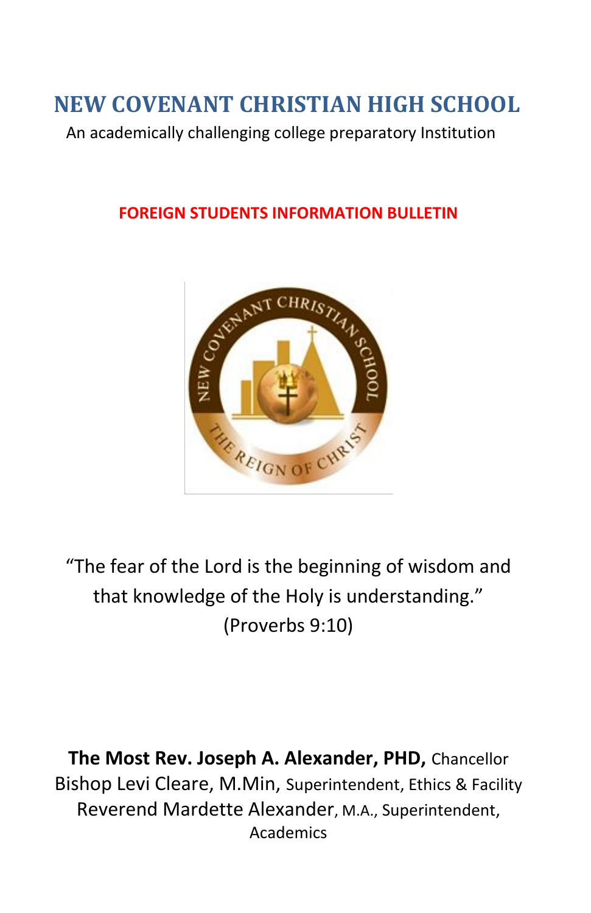# NEW COVENANT CHRISTIAN HIGH SCHOOL

An academically challenging college preparatory Institution

## FOREIGN STUDENTS INFORMATION BULLETIN

"The fear of the Lord is the beginning of wisdom and that knowledge of the Holy is understanding."
(Proverbs 9:10)

**The Most Rev. Joseph A. Alexander, PHD,** Chancellor
Bishop Levi Cleare, M.Min, Superintendent, Ethics & Facility
Reverend Mardette Alexander, M.A., Superintendent, Academics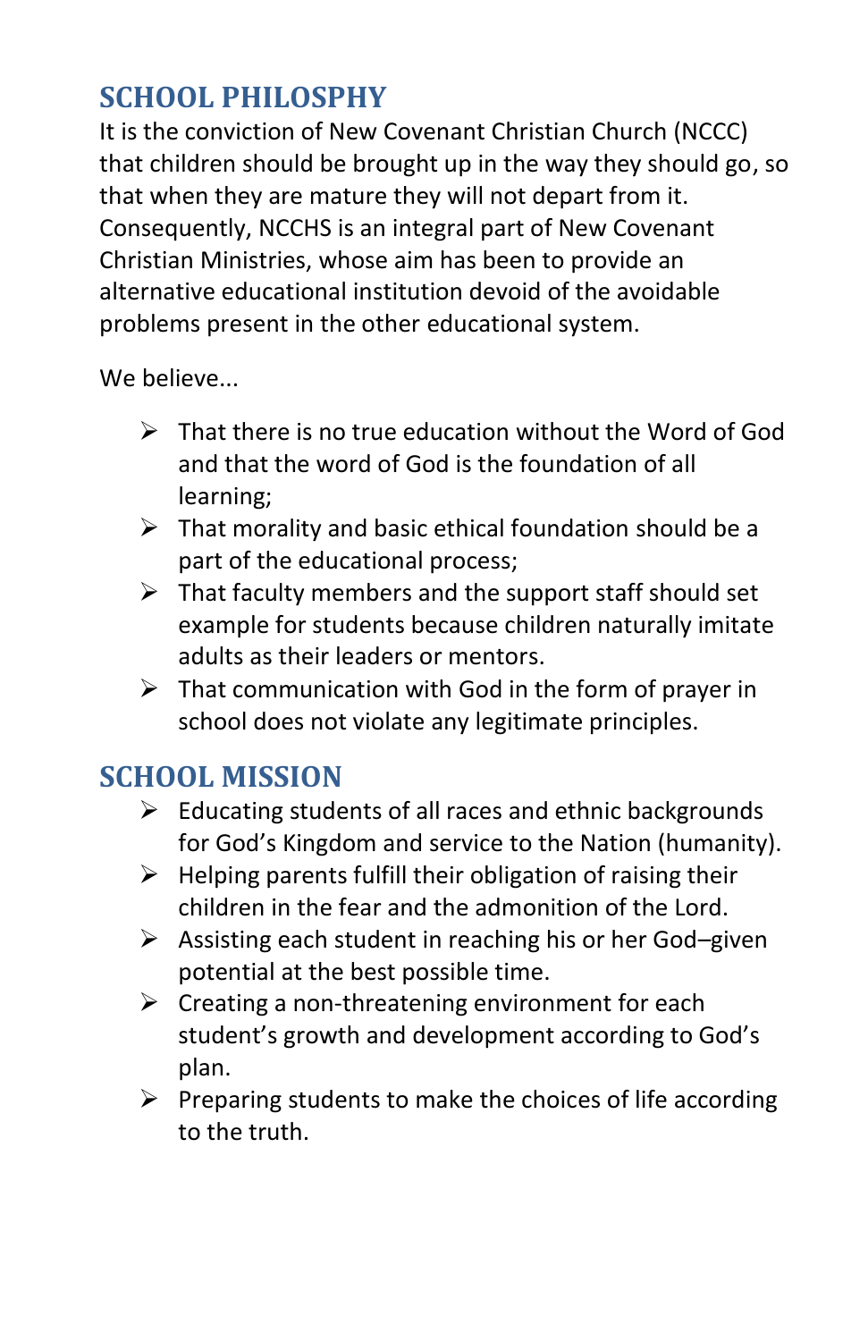## SCHOOL PHILOSPHY

It is the conviction of New Covenant Christian Church (NCCC) that children should be brought up in the way they should go, so that when they are mature they will not depart from it. Consequently, NCCHS is an integral part of New Covenant Christian Ministries, whose aim has been to provide an alternative educational institution devoid of the avoidable problems present in the other educational system.

We believe...

- That there is no true education without the Word of God and that the word of God is the foundation of all learning;
- That morality and basic ethical foundation should be a part of the educational process;
- That faculty members and the support staff should set example for students because children naturally imitate adults as their leaders or mentors.
- That communication with God in the form of prayer in school does not violate any legitimate principles.

## SCHOOL MISSION

- Educating students of all races and ethnic backgrounds for God's Kingdom and service to the Nation (humanity).
- Helping parents fulfill their obligation of raising their children in the fear and the admonition of the Lord.
- Assisting each student in reaching his or her God–given potential at the best possible time.
- Creating a non-threatening environment for each student's growth and development according to God's plan.
- Preparing students to make the choices of life according to the truth.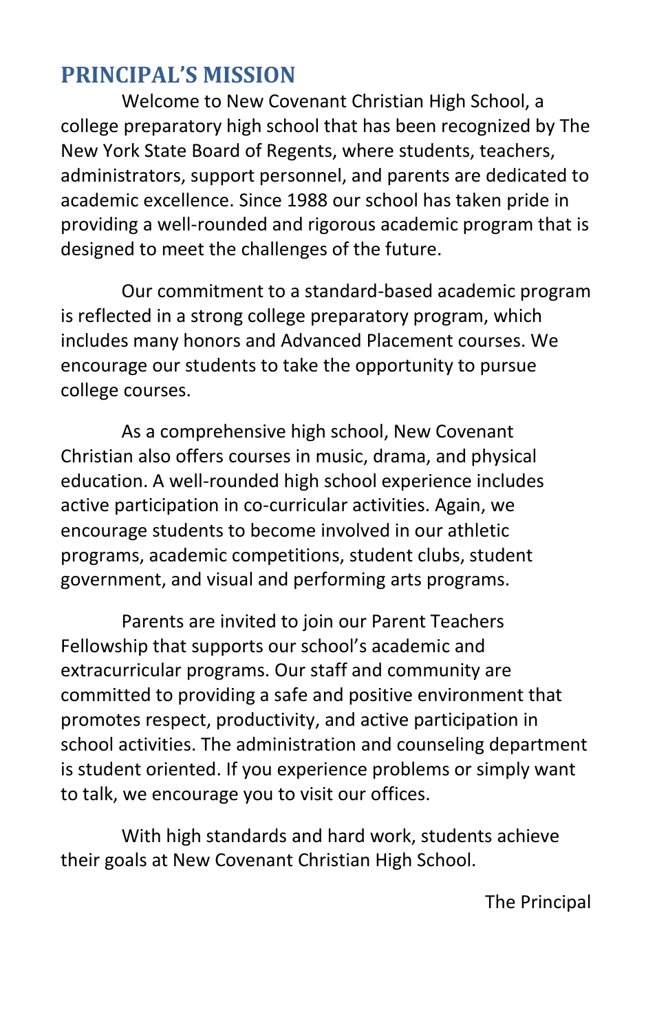## PRINCIPAL'S MISSION

Welcome to New Covenant Christian High School, a college preparatory high school that has been recognized by The New York State Board of Regents, where students, teachers, administrators, support personnel, and parents are dedicated to academic excellence. Since 1988 our school has taken pride in providing a well-rounded and rigorous academic program that is designed to meet the challenges of the future.

Our commitment to a standard-based academic program is reflected in a strong college preparatory program, which includes many honors and Advanced Placement courses. We encourage our students to take the opportunity to pursue college courses.

As a comprehensive high school, New Covenant Christian also offers courses in music, drama, and physical education. A well-rounded high school experience includes active participation in co-curricular activities. Again, we encourage students to become involved in our athletic programs, academic competitions, student clubs, student government, and visual and performing arts programs.

Parents are invited to join our Parent Teachers Fellowship that supports our school's academic and extracurricular programs. Our staff and community are committed to providing a safe and positive environment that promotes respect, productivity, and active participation in school activities. The administration and counseling department is student oriented. If you experience problems or simply want to talk, we encourage you to visit our offices.

With high standards and hard work, students achieve their goals at New Covenant Christian High School.

The Principal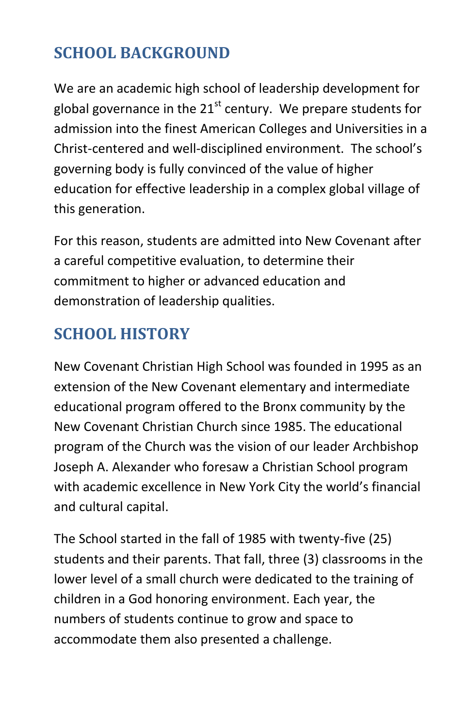## SCHOOL BACKGROUND

We are an academic high school of leadership development for global governance in the 21st century. We prepare students for admission into the finest American Colleges and Universities in a Christ-centered and well-disciplined environment. The school's governing body is fully convinced of the value of higher education for effective leadership in a complex global village of this generation.

For this reason, students are admitted into New Covenant after a careful competitive evaluation, to determine their commitment to higher or advanced education and demonstration of leadership qualities.

## SCHOOL HISTORY

New Covenant Christian High School was founded in 1995 as an extension of the New Covenant elementary and intermediate educational program offered to the Bronx community by the New Covenant Christian Church since 1985. The educational program of the Church was the vision of our leader Archbishop Joseph A. Alexander who foresaw a Christian School program with academic excellence in New York City the world's financial and cultural capital.

The School started in the fall of 1985 with twenty-five (25) students and their parents. That fall, three (3) classrooms in the lower level of a small church were dedicated to the training of children in a God honoring environment. Each year, the numbers of students continue to grow and space to accommodate them also presented a challenge.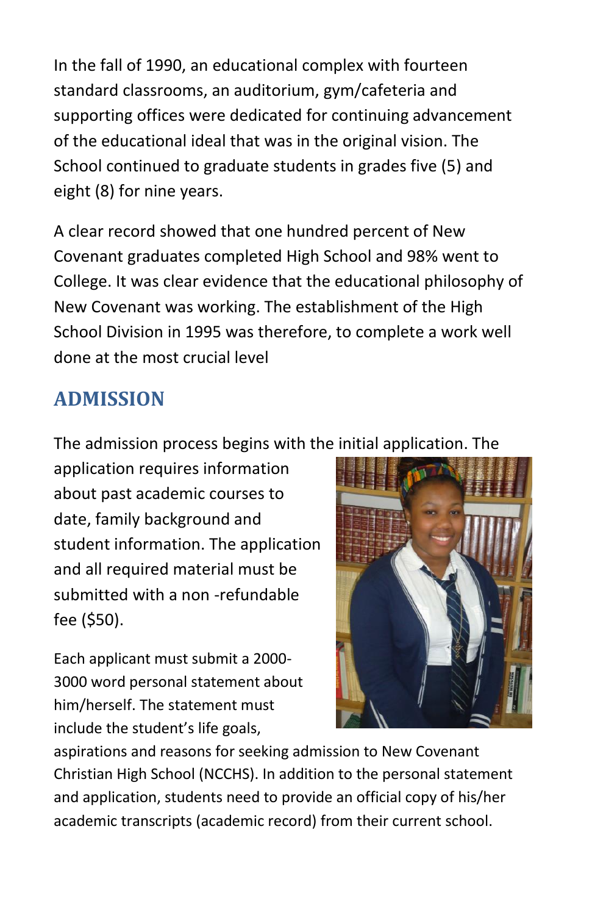In the fall of 1990, an educational complex with fourteen standard classrooms, an auditorium, gym/cafeteria and supporting offices were dedicated for continuing advancement of the educational ideal that was in the original vision. The School continued to graduate students in grades five (5) and eight (8) for nine years.

A clear record showed that one hundred percent of New Covenant graduates completed High School and 98% went to College. It was clear evidence that the educational philosophy of New Covenant was working. The establishment of the High School Division in 1995 was therefore, to complete a work well done at the most crucial level

## ADMISSION

The admission process begins with the initial application. The application requires information about past academic courses to date, family background and student information. The application and all required material must be submitted with a non -refundable fee ($50).

Each applicant must submit a 2000-3000 word personal statement about him/herself. The statement must include the student's life goals, aspirations and reasons for seeking admission to New Covenant Christian High School (NCCHS). In addition to the personal statement and application, students need to provide an official copy of his/her academic transcripts (academic record) from their current school.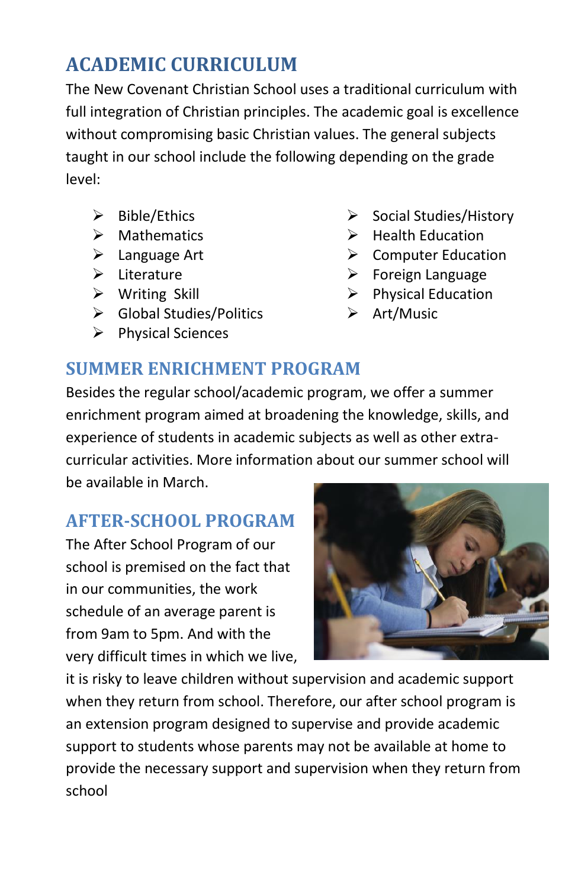## ACADEMIC CURRICULUM

The New Covenant Christian School uses a traditional curriculum with full integration of Christian principles. The academic goal is excellence without compromising basic Christian values. The general subjects taught in our school include the following depending on the grade level:

- Bible/Ethics
- Mathematics
- Language Art
- Literature
- Writing Skill
- Global Studies/Politics
- Physical Sciences
- Social Studies/History
- Health Education
- Computer Education
- Foreign Language
- Physical Education
- Art/Music

## SUMMER ENRICHMENT PROGRAM

Besides the regular school/academic program, we offer a summer enrichment program aimed at broadening the knowledge, skills, and experience of students in academic subjects as well as other extra-curricular activities. More information about our summer school will be available in March.

## AFTER-SCHOOL PROGRAM

The After School Program of our school is premised on the fact that in our communities, the work schedule of an average parent is from 9am to 5pm. And with the very difficult times in which we live, it is risky to leave children without supervision and academic support when they return from school. Therefore, our after school program is an extension program designed to supervise and provide academic support to students whose parents may not be available at home to provide the necessary support and supervision when they return from school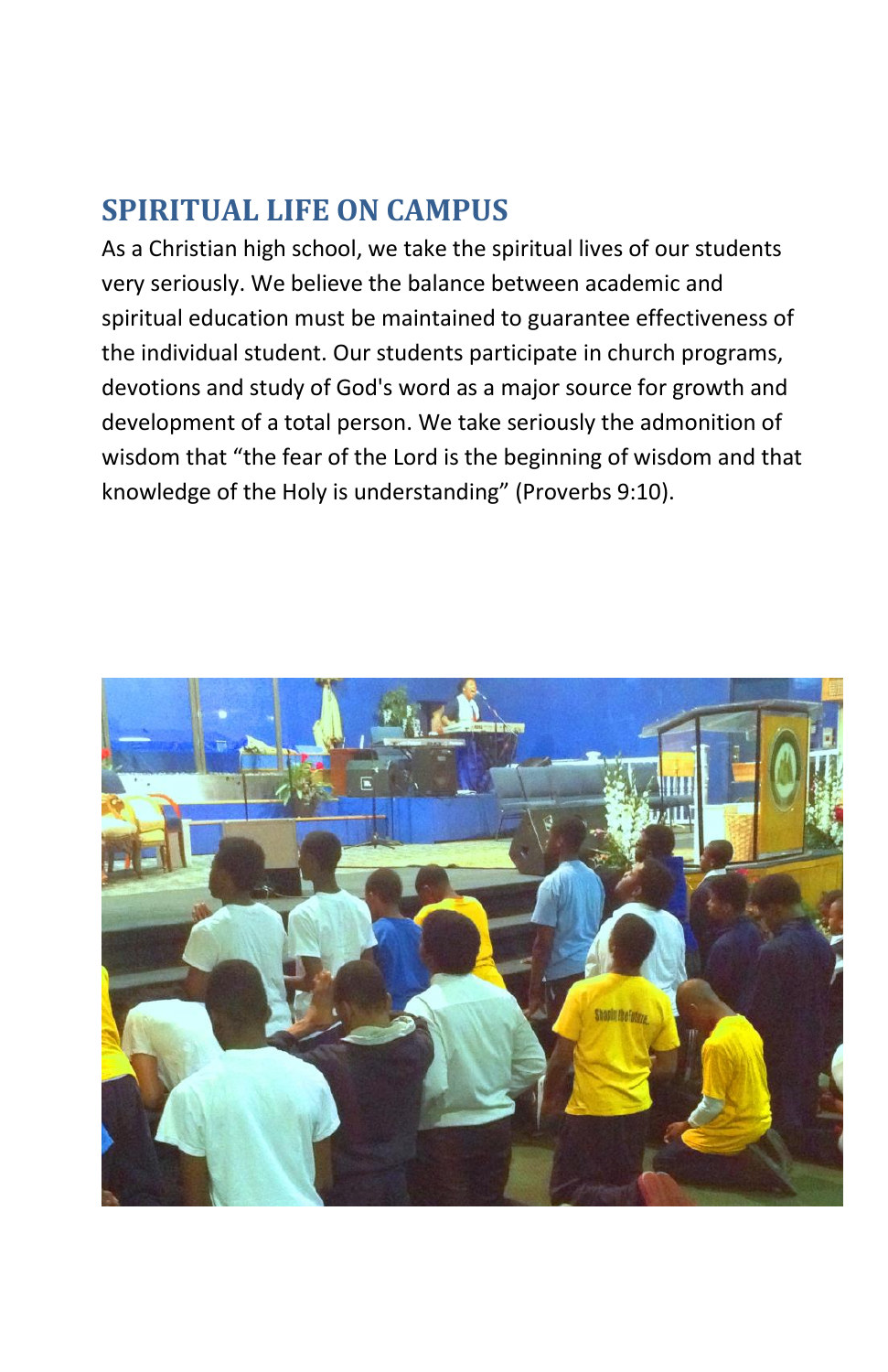## SPIRITUAL LIFE ON CAMPUS

As a Christian high school, we take the spiritual lives of our students very seriously. We believe the balance between academic and spiritual education must be maintained to guarantee effectiveness of the individual student. Our students participate in church programs, devotions and study of God's word as a major source for growth and development of a total person. We take seriously the admonition of wisdom that “the fear of the Lord is the beginning of wisdom and that knowledge of the Holy is understanding” (Proverbs 9:10).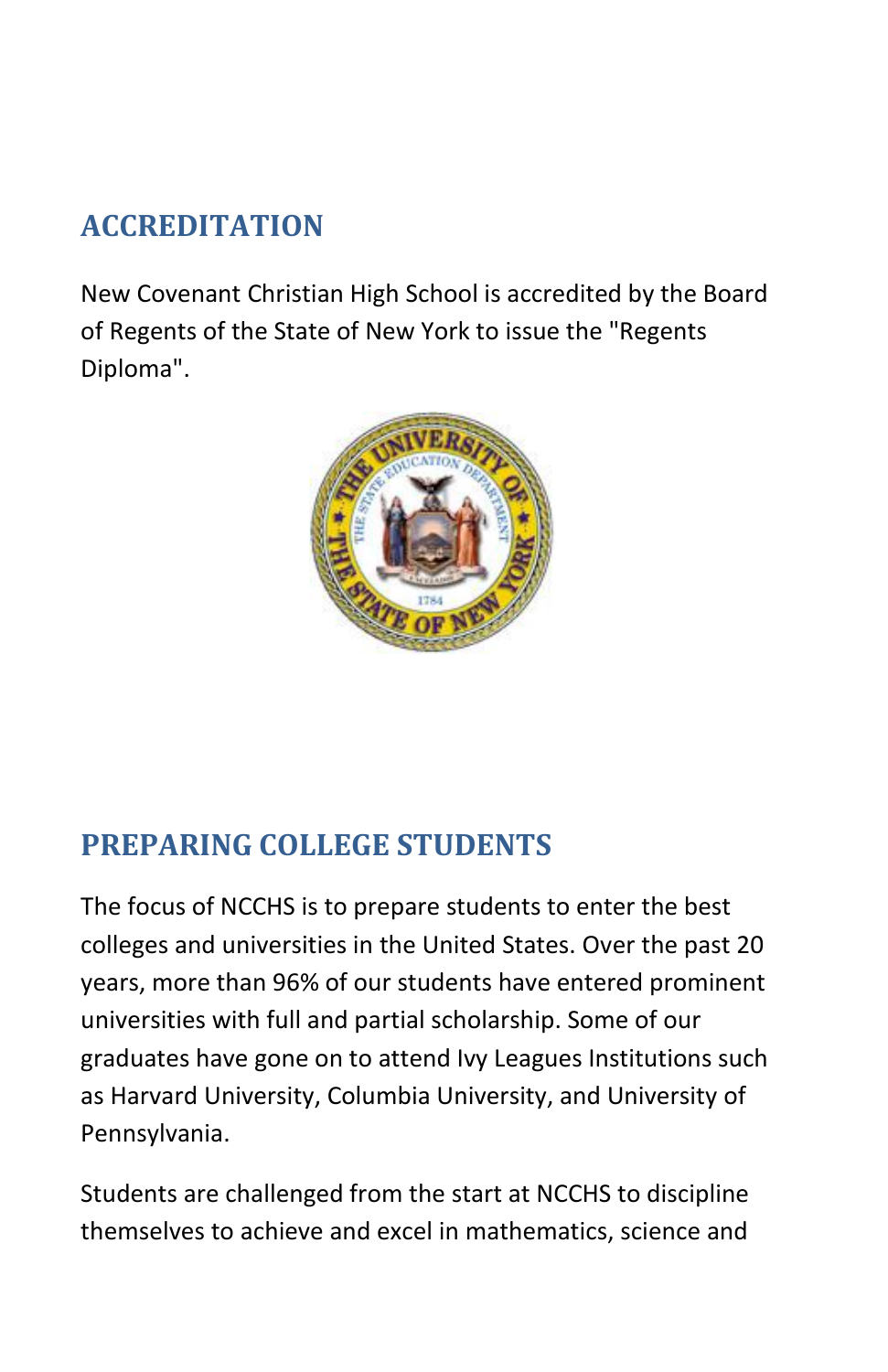## ACCREDITATION

New Covenant Christian High School is accredited by the Board of Regents of the State of New York to issue the "Regents Diploma".

## PREPARING COLLEGE STUDENTS

The focus of NCCHS is to prepare students to enter the best colleges and universities in the United States. Over the past 20 years, more than 96% of our students have entered prominent universities with full and partial scholarship. Some of our graduates have gone on to attend Ivy Leagues Institutions such as Harvard University, Columbia University, and University of Pennsylvania.

Students are challenged from the start at NCCHS to discipline themselves to achieve and excel in mathematics, science and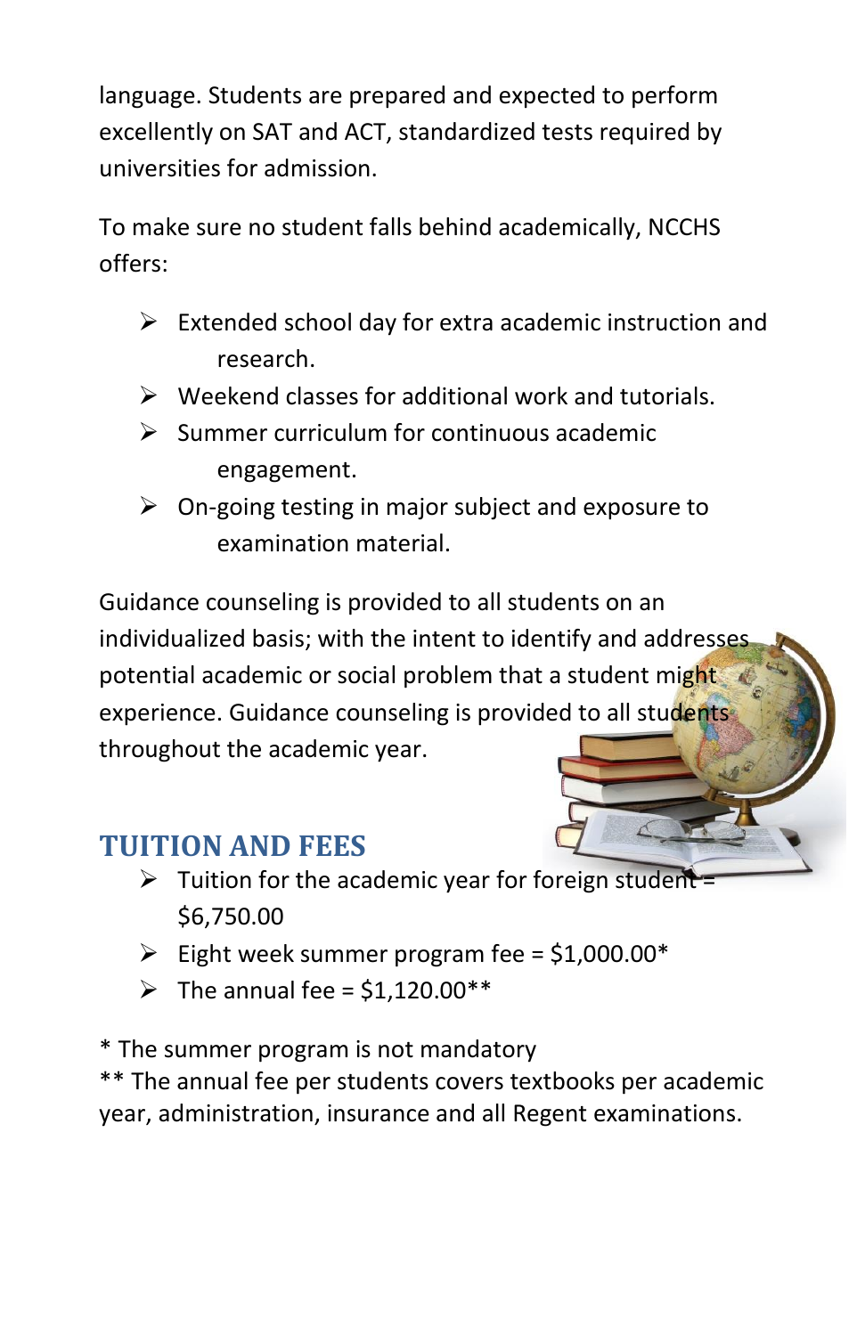language. Students are prepared and expected to perform excellently on SAT and ACT, standardized tests required by universities for admission.

To make sure no student falls behind academically, NCCHS offers:

- Extended school day for extra academic instruction and research.
- Weekend classes for additional work and tutorials.
- Summer curriculum for continuous academic engagement.
- On-going testing in major subject and exposure to examination material.

Guidance counseling is provided to all students on an individualized basis; with the intent to identify and addresses potential academic or social problem that a student might experience. Guidance counseling is provided to all students throughout the academic year.

## TUITION AND FEES

- Tuition for the academic year for foreign student = $6,750.00
- Eight week summer program fee = $1,000.00*
- The annual fee = $1,120.00**

* The summer program is not mandatory

** The annual fee per students covers textbooks per academic year, administration, insurance and all Regent examinations.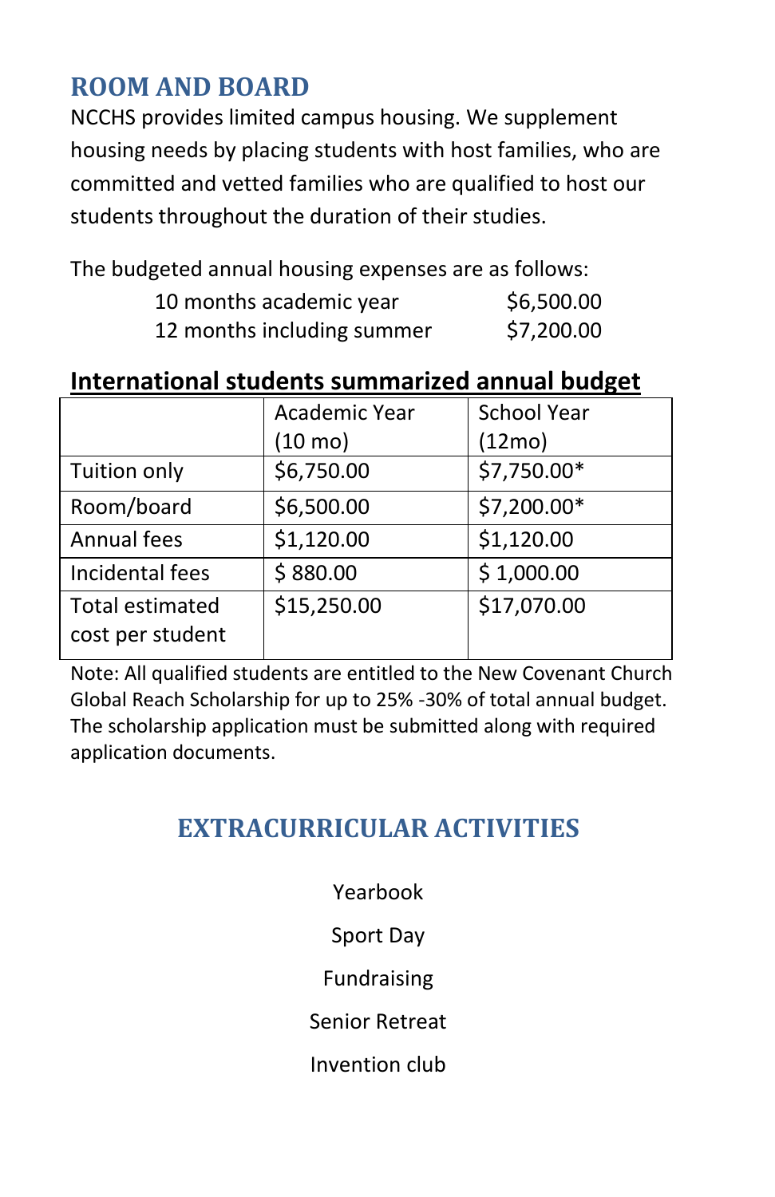## ROOM AND BOARD

NCCHS provides limited campus housing. We supplement housing needs by placing students with host families, who are committed and vetted families who are qualified to host our students throughout the duration of their studies.

The budgeted annual housing expenses are as follows:

| | |
|---|---|
| 10 months academic year | $6,500.00 |
| 12 months including summer | $7,200.00 |

**International students summarized annual budget**

| | Academic Year (10 mo) | School Year (12mo) |
|---|---|---|
| Tuition only | $6,750.00 | $7,750.00* |
| Room/board | $6,500.00 | $7,200.00* |
| Annual fees | $1,120.00 | $1,120.00 |
| Incidental fees | $ 880.00 | $ 1,000.00 |
| Total estimated cost per student | $15,250.00 | $17,070.00 |

Note: All qualified students are entitled to the New Covenant Church Global Reach Scholarship for up to 25% -30% of total annual budget. The scholarship application must be submitted along with required application documents.

## EXTRACURRICULAR ACTIVITIES

Yearbook

Sport Day

Fundraising

Senior Retreat

Invention club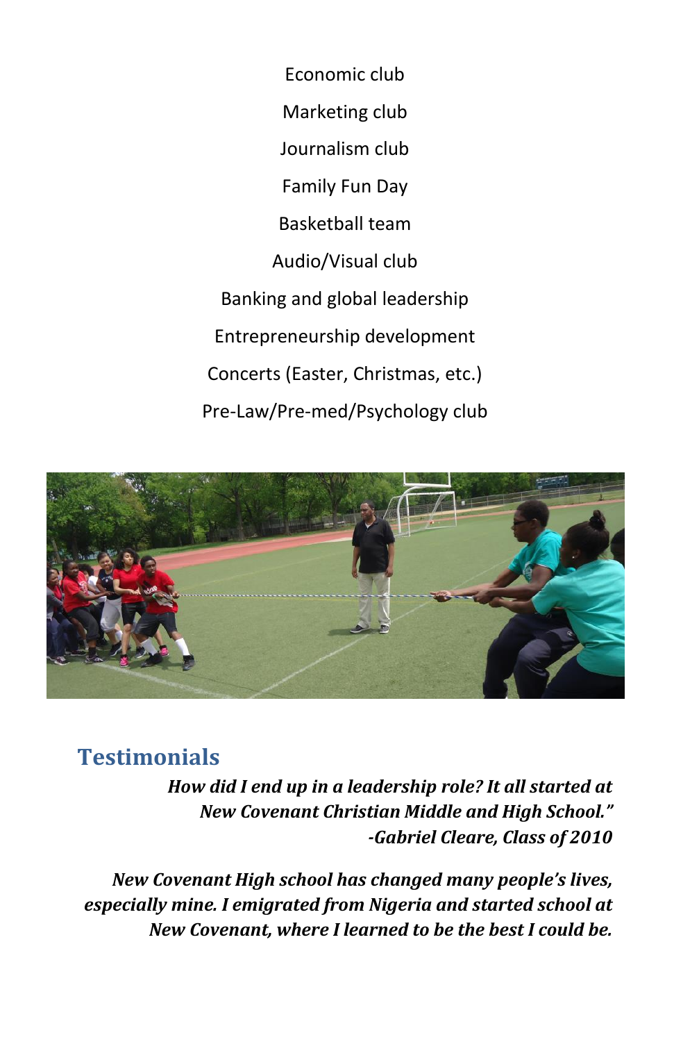Economic club

Marketing club

Journalism club

Family Fun Day

Basketball team

Audio/Visual club

Banking and global leadership

Entrepreneurship development

Concerts (Easter, Christmas, etc.)

Pre-Law/Pre-med/Psychology club

## Testimonials

***How did I end up in a leadership role? It all started at New Covenant Christian Middle and High School."***
***-Gabriel Cleare, Class of 2010***

***New Covenant High school has changed many people's lives, especially mine. I emigrated from Nigeria and started school at New Covenant, where I learned to be the best I could be.***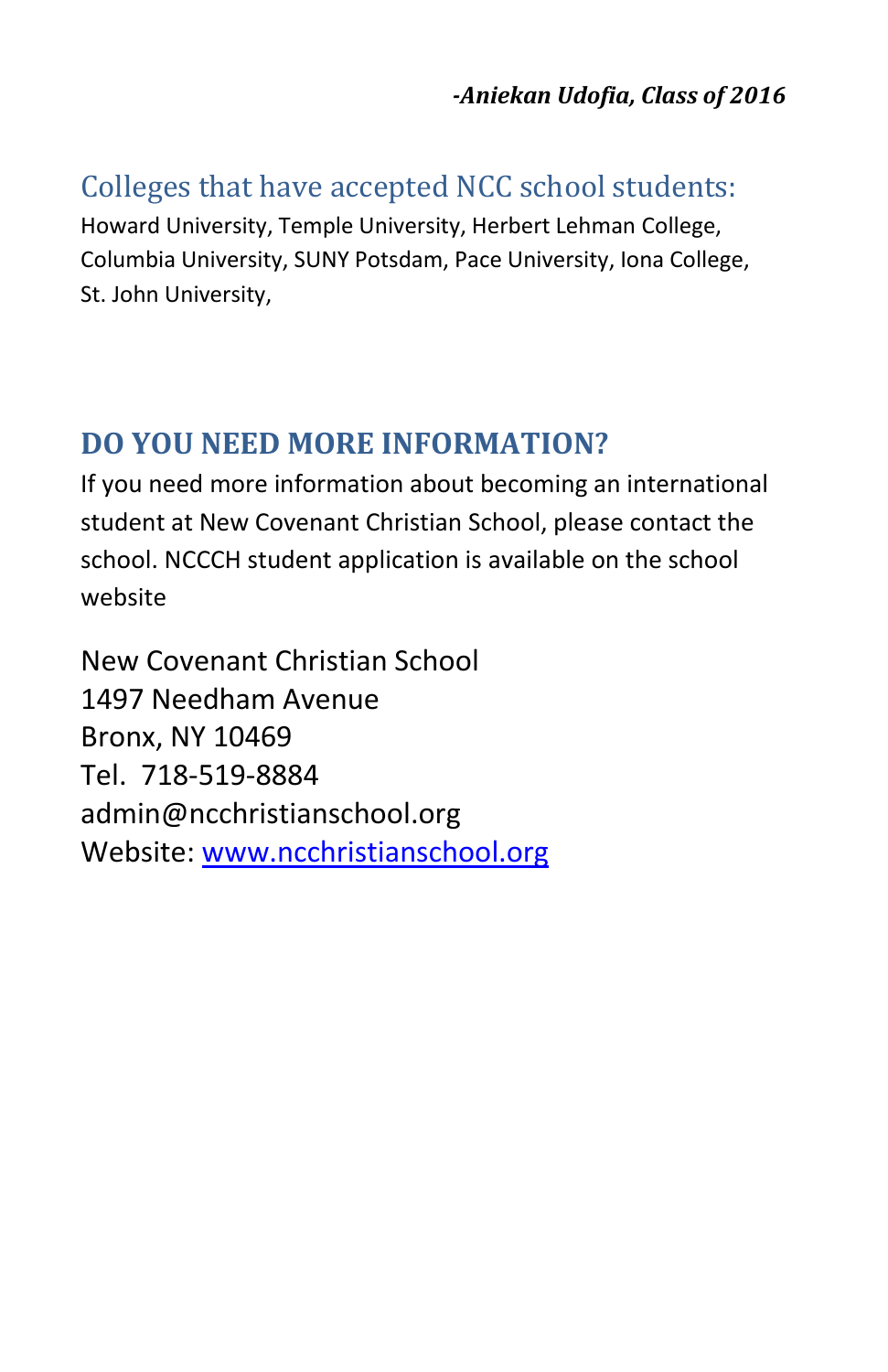*-Aniekan Udofia, Class of 2016*

## Colleges that have accepted NCC school students:

Howard University, Temple University, Herbert Lehman College, Columbia University, SUNY Potsdam, Pace University, Iona College, St. John University,

## DO YOU NEED MORE INFORMATION?

If you need more information about becoming an international student at New Covenant Christian School, please contact the school. NCCCH student application is available on the school website

New Covenant Christian School
1497 Needham Avenue
Bronx, NY 10469
Tel. 718-519-8884
admin@ncchristianschool.org
Website: [www.ncchristianschool.org](http://www.ncchristianschool.org)